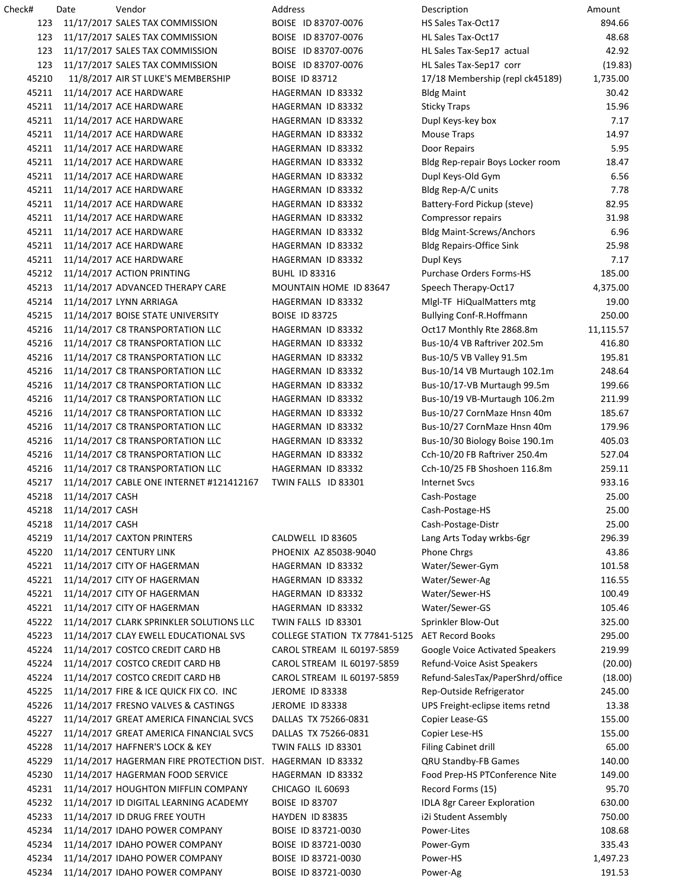| Check# | Date | Vendor | Address | Description | Amount |
|---|---|---|---|---|---|
| 123 | 11/17/2017 | SALES TAX COMMISSION | BOISE ID 83707-0076 | HS Sales Tax-Oct17 | 894.66 |
| 123 | 11/17/2017 | SALES TAX COMMISSION | BOISE ID 83707-0076 | HL Sales Tax-Oct17 | 48.68 |
| 123 | 11/17/2017 | SALES TAX COMMISSION | BOISE ID 83707-0076 | HL Sales Tax-Sep17 actual | 42.92 |
| 123 | 11/17/2017 | SALES TAX COMMISSION | BOISE ID 83707-0076 | HL Sales Tax-Sep17 corr | (19.83) |
| 45210 | 11/8/2017 | AIR ST LUKE'S MEMBERSHIP | BOISE ID 83712 | 17/18 Membership (repl ck45189) | 1,735.00 |
| 45211 | 11/14/2017 | ACE HARDWARE | HAGERMAN ID 83332 | Bldg Maint | 30.42 |
| 45211 | 11/14/2017 | ACE HARDWARE | HAGERMAN ID 83332 | Sticky Traps | 15.96 |
| 45211 | 11/14/2017 | ACE HARDWARE | HAGERMAN ID 83332 | Dupl Keys-key box | 7.17 |
| 45211 | 11/14/2017 | ACE HARDWARE | HAGERMAN ID 83332 | Mouse Traps | 14.97 |
| 45211 | 11/14/2017 | ACE HARDWARE | HAGERMAN ID 83332 | Door Repairs | 5.95 |
| 45211 | 11/14/2017 | ACE HARDWARE | HAGERMAN ID 83332 | Bldg Rep-repair Boys Locker room | 18.47 |
| 45211 | 11/14/2017 | ACE HARDWARE | HAGERMAN ID 83332 | Dupl Keys-Old Gym | 6.56 |
| 45211 | 11/14/2017 | ACE HARDWARE | HAGERMAN ID 83332 | Bldg Rep-A/C units | 7.78 |
| 45211 | 11/14/2017 | ACE HARDWARE | HAGERMAN ID 83332 | Battery-Ford Pickup (steve) | 82.95 |
| 45211 | 11/14/2017 | ACE HARDWARE | HAGERMAN ID 83332 | Compressor repairs | 31.98 |
| 45211 | 11/14/2017 | ACE HARDWARE | HAGERMAN ID 83332 | Bldg Maint-Screws/Anchors | 6.96 |
| 45211 | 11/14/2017 | ACE HARDWARE | HAGERMAN ID 83332 | Bldg Repairs-Office Sink | 25.98 |
| 45211 | 11/14/2017 | ACE HARDWARE | HAGERMAN ID 83332 | Dupl Keys | 7.17 |
| 45212 | 11/14/2017 | ACTION PRINTING | BUHL ID 83316 | Purchase Orders Forms-HS | 185.00 |
| 45213 | 11/14/2017 | ADVANCED THERAPY CARE | MOUNTAIN HOME ID 83647 | Speech Therapy-Oct17 | 4,375.00 |
| 45214 | 11/14/2017 | LYNN ARRIAGA | HAGERMAN ID 83332 | Mlgl-TF HiQualMatters mtg | 19.00 |
| 45215 | 11/14/2017 | BOISE STATE UNIVERSITY | BOISE ID 83725 | Bullying Conf-R.Hoffmann | 250.00 |
| 45216 | 11/14/2017 | C8 TRANSPORTATION LLC | HAGERMAN ID 83332 | Oct17 Monthly Rte 2868.8m | 11,115.57 |
| 45216 | 11/14/2017 | C8 TRANSPORTATION LLC | HAGERMAN ID 83332 | Bus-10/4 VB Raftriver 202.5m | 416.80 |
| 45216 | 11/14/2017 | C8 TRANSPORTATION LLC | HAGERMAN ID 83332 | Bus-10/5 VB Valley 91.5m | 195.81 |
| 45216 | 11/14/2017 | C8 TRANSPORTATION LLC | HAGERMAN ID 83332 | Bus-10/14 VB Murtaugh 102.1m | 248.64 |
| 45216 | 11/14/2017 | C8 TRANSPORTATION LLC | HAGERMAN ID 83332 | Bus-10/17-VB Murtaugh 99.5m | 199.66 |
| 45216 | 11/14/2017 | C8 TRANSPORTATION LLC | HAGERMAN ID 83332 | Bus-10/19 VB-Murtaugh 106.2m | 211.99 |
| 45216 | 11/14/2017 | C8 TRANSPORTATION LLC | HAGERMAN ID 83332 | Bus-10/27 CornMaze Hnsn 40m | 185.67 |
| 45216 | 11/14/2017 | C8 TRANSPORTATION LLC | HAGERMAN ID 83332 | Bus-10/27 CornMaze Hnsn 40m | 179.96 |
| 45216 | 11/14/2017 | C8 TRANSPORTATION LLC | HAGERMAN ID 83332 | Bus-10/30 Biology Boise 190.1m | 405.03 |
| 45216 | 11/14/2017 | C8 TRANSPORTATION LLC | HAGERMAN ID 83332 | Cch-10/20 FB Raftriver 250.4m | 527.04 |
| 45216 | 11/14/2017 | C8 TRANSPORTATION LLC | HAGERMAN ID 83332 | Cch-10/25 FB Shoshoen 116.8m | 259.11 |
| 45217 | 11/14/2017 | CABLE ONE INTERNET #121412167 | TWIN FALLS ID 83301 | Internet Svcs | 933.16 |
| 45218 | 11/14/2017 | CASH | | Cash-Postage | 25.00 |
| 45218 | 11/14/2017 | CASH | | Cash-Postage-HS | 25.00 |
| 45218 | 11/14/2017 | CASH | | Cash-Postage-Distr | 25.00 |
| 45219 | 11/14/2017 | CAXTON PRINTERS | CALDWELL ID 83605 | Lang Arts Today wrkbs-6gr | 296.39 |
| 45220 | 11/14/2017 | CENTURY LINK | PHOENIX AZ 85038-9040 | Phone Chrgs | 43.86 |
| 45221 | 11/14/2017 | CITY OF HAGERMAN | HAGERMAN ID 83332 | Water/Sewer-Gym | 101.58 |
| 45221 | 11/14/2017 | CITY OF HAGERMAN | HAGERMAN ID 83332 | Water/Sewer-Ag | 116.55 |
| 45221 | 11/14/2017 | CITY OF HAGERMAN | HAGERMAN ID 83332 | Water/Sewer-HS | 100.49 |
| 45221 | 11/14/2017 | CITY OF HAGERMAN | HAGERMAN ID 83332 | Water/Sewer-GS | 105.46 |
| 45222 | 11/14/2017 | CLARK SPRINKLER SOLUTIONS LLC | TWIN FALLS ID 83301 | Sprinkler Blow-Out | 325.00 |
| 45223 | 11/14/2017 | CLAY EWELL EDUCATIONAL SVS | COLLEGE STATION TX 77841-5125 | AET Record Books | 295.00 |
| 45224 | 11/14/2017 | COSTCO CREDIT CARD HB | CAROL STREAM IL 60197-5859 | Google Voice Activated Speakers | 219.99 |
| 45224 | 11/14/2017 | COSTCO CREDIT CARD HB | CAROL STREAM IL 60197-5859 | Refund-Voice Asist Speakers | (20.00) |
| 45224 | 11/14/2017 | COSTCO CREDIT CARD HB | CAROL STREAM IL 60197-5859 | Refund-SalesTax/PaperShrd/office | (18.00) |
| 45225 | 11/14/2017 | FIRE & ICE QUICK FIX CO. INC | JEROME ID 83338 | Rep-Outside Refrigerator | 245.00 |
| 45226 | 11/14/2017 | FRESNO VALVES & CASTINGS | JEROME ID 83338 | UPS Freight-eclipse items retnd | 13.38 |
| 45227 | 11/14/2017 | GREAT AMERICA FINANCIAL SVCS | DALLAS TX 75266-0831 | Copier Lease-GS | 155.00 |
| 45227 | 11/14/2017 | GREAT AMERICA FINANCIAL SVCS | DALLAS TX 75266-0831 | Copier Lese-HS | 155.00 |
| 45228 | 11/14/2017 | HAFFNER'S LOCK & KEY | TWIN FALLS ID 83301 | Filing Cabinet drill | 65.00 |
| 45229 | 11/14/2017 | HAGERMAN FIRE PROTECTION DIST. | HAGERMAN ID 83332 | QRU Standby-FB Games | 140.00 |
| 45230 | 11/14/2017 | HAGERMAN FOOD SERVICE | HAGERMAN ID 83332 | Food Prep-HS PTConference Nite | 149.00 |
| 45231 | 11/14/2017 | HOUGHTON MIFFLIN COMPANY | CHICAGO IL 60693 | Record Forms (15) | 95.70 |
| 45232 | 11/14/2017 | ID DIGITAL LEARNING ACADEMY | BOISE ID 83707 | IDLA 8gr Career Exploration | 630.00 |
| 45233 | 11/14/2017 | ID DRUG FREE YOUTH | HAYDEN ID 83835 | i2i Student Assembly | 750.00 |
| 45234 | 11/14/2017 | IDAHO POWER COMPANY | BOISE ID 83721-0030 | Power-Lites | 108.68 |
| 45234 | 11/14/2017 | IDAHO POWER COMPANY | BOISE ID 83721-0030 | Power-Gym | 335.43 |
| 45234 | 11/14/2017 | IDAHO POWER COMPANY | BOISE ID 83721-0030 | Power-HS | 1,497.23 |
| 45234 | 11/14/2017 | IDAHO POWER COMPANY | BOISE ID 83721-0030 | Power-Ag | 191.53 |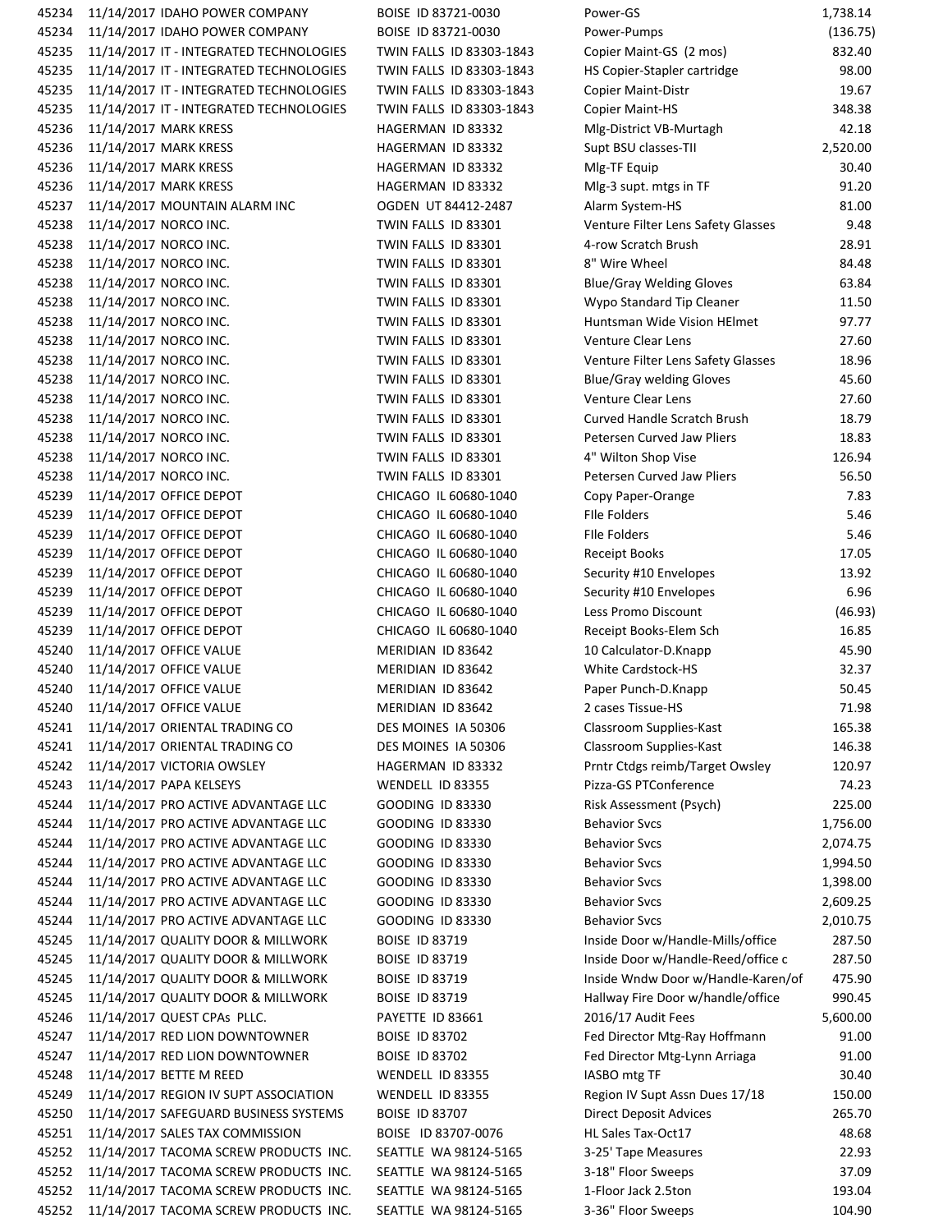| | | | | | |
|---|---|---|---|---|---|
| 45234 | 11/14/2017 | IDAHO POWER COMPANY | BOISE ID 83721-0030 | Power-GS | 1,738.14 |
| 45234 | 11/14/2017 | IDAHO POWER COMPANY | BOISE ID 83721-0030 | Power-Pumps | (136.75) |
| 45235 | 11/14/2017 | IT - INTEGRATED TECHNOLOGIES | TWIN FALLS ID 83303-1843 | Copier Maint-GS (2 mos) | 832.40 |
| 45235 | 11/14/2017 | IT - INTEGRATED TECHNOLOGIES | TWIN FALLS ID 83303-1843 | HS Copier-Stapler cartridge | 98.00 |
| 45235 | 11/14/2017 | IT - INTEGRATED TECHNOLOGIES | TWIN FALLS ID 83303-1843 | Copier Maint-Distr | 19.67 |
| 45235 | 11/14/2017 | IT - INTEGRATED TECHNOLOGIES | TWIN FALLS ID 83303-1843 | Copier Maint-HS | 348.38 |
| 45236 | 11/14/2017 | MARK KRESS | HAGERMAN ID 83332 | Mlg-District VB-Murtagh | 42.18 |
| 45236 | 11/14/2017 | MARK KRESS | HAGERMAN ID 83332 | Supt BSU classes-TII | 2,520.00 |
| 45236 | 11/14/2017 | MARK KRESS | HAGERMAN ID 83332 | Mlg-TF Equip | 30.40 |
| 45236 | 11/14/2017 | MARK KRESS | HAGERMAN ID 83332 | Mlg-3 supt. mtgs in TF | 91.20 |
| 45237 | 11/14/2017 | MOUNTAIN ALARM INC | OGDEN UT 84412-2487 | Alarm System-HS | 81.00 |
| 45238 | 11/14/2017 | NORCO INC. | TWIN FALLS ID 83301 | Venture Filter Lens Safety Glasses | 9.48 |
| 45238 | 11/14/2017 | NORCO INC. | TWIN FALLS ID 83301 | 4-row Scratch Brush | 28.91 |
| 45238 | 11/14/2017 | NORCO INC. | TWIN FALLS ID 83301 | 8" Wire Wheel | 84.48 |
| 45238 | 11/14/2017 | NORCO INC. | TWIN FALLS ID 83301 | Blue/Gray Welding Gloves | 63.84 |
| 45238 | 11/14/2017 | NORCO INC. | TWIN FALLS ID 83301 | Wypo Standard Tip Cleaner | 11.50 |
| 45238 | 11/14/2017 | NORCO INC. | TWIN FALLS ID 83301 | Huntsman Wide Vision HElmet | 97.77 |
| 45238 | 11/14/2017 | NORCO INC. | TWIN FALLS ID 83301 | Venture Clear Lens | 27.60 |
| 45238 | 11/14/2017 | NORCO INC. | TWIN FALLS ID 83301 | Venture Filter Lens Safety Glasses | 18.96 |
| 45238 | 11/14/2017 | NORCO INC. | TWIN FALLS ID 83301 | Blue/Gray welding Gloves | 45.60 |
| 45238 | 11/14/2017 | NORCO INC. | TWIN FALLS ID 83301 | Venture Clear Lens | 27.60 |
| 45238 | 11/14/2017 | NORCO INC. | TWIN FALLS ID 83301 | Curved Handle Scratch Brush | 18.79 |
| 45238 | 11/14/2017 | NORCO INC. | TWIN FALLS ID 83301 | Petersen Curved Jaw Pliers | 18.83 |
| 45238 | 11/14/2017 | NORCO INC. | TWIN FALLS ID 83301 | 4" Wilton Shop Vise | 126.94 |
| 45238 | 11/14/2017 | NORCO INC. | TWIN FALLS ID 83301 | Petersen Curved Jaw Pliers | 56.50 |
| 45239 | 11/14/2017 | OFFICE DEPOT | CHICAGO IL 60680-1040 | Copy Paper-Orange | 7.83 |
| 45239 | 11/14/2017 | OFFICE DEPOT | CHICAGO IL 60680-1040 | FIle Folders | 5.46 |
| 45239 | 11/14/2017 | OFFICE DEPOT | CHICAGO IL 60680-1040 | FIle Folders | 5.46 |
| 45239 | 11/14/2017 | OFFICE DEPOT | CHICAGO IL 60680-1040 | Receipt Books | 17.05 |
| 45239 | 11/14/2017 | OFFICE DEPOT | CHICAGO IL 60680-1040 | Security #10 Envelopes | 13.92 |
| 45239 | 11/14/2017 | OFFICE DEPOT | CHICAGO IL 60680-1040 | Security #10 Envelopes | 6.96 |
| 45239 | 11/14/2017 | OFFICE DEPOT | CHICAGO IL 60680-1040 | Less Promo Discount | (46.93) |
| 45239 | 11/14/2017 | OFFICE DEPOT | CHICAGO IL 60680-1040 | Receipt Books-Elem Sch | 16.85 |
| 45240 | 11/14/2017 | OFFICE VALUE | MERIDIAN ID 83642 | 10 Calculator-D.Knapp | 45.90 |
| 45240 | 11/14/2017 | OFFICE VALUE | MERIDIAN ID 83642 | White Cardstock-HS | 32.37 |
| 45240 | 11/14/2017 | OFFICE VALUE | MERIDIAN ID 83642 | Paper Punch-D.Knapp | 50.45 |
| 45240 | 11/14/2017 | OFFICE VALUE | MERIDIAN ID 83642 | 2 cases Tissue-HS | 71.98 |
| 45241 | 11/14/2017 | ORIENTAL TRADING CO | DES MOINES IA 50306 | Classroom Supplies-Kast | 165.38 |
| 45241 | 11/14/2017 | ORIENTAL TRADING CO | DES MOINES IA 50306 | Classroom Supplies-Kast | 146.38 |
| 45242 | 11/14/2017 | VICTORIA OWSLEY | HAGERMAN ID 83332 | Prntr Ctdgs reimb/Target Owsley | 120.97 |
| 45243 | 11/14/2017 | PAPA KELSEYS | WENDELL ID 83355 | Pizza-GS PTConference | 74.23 |
| 45244 | 11/14/2017 | PRO ACTIVE ADVANTAGE LLC | GOODING ID 83330 | Risk Assessment (Psych) | 225.00 |
| 45244 | 11/14/2017 | PRO ACTIVE ADVANTAGE LLC | GOODING ID 83330 | Behavior Svcs | 1,756.00 |
| 45244 | 11/14/2017 | PRO ACTIVE ADVANTAGE LLC | GOODING ID 83330 | Behavior Svcs | 2,074.75 |
| 45244 | 11/14/2017 | PRO ACTIVE ADVANTAGE LLC | GOODING ID 83330 | Behavior Svcs | 1,994.50 |
| 45244 | 11/14/2017 | PRO ACTIVE ADVANTAGE LLC | GOODING ID 83330 | Behavior Svcs | 1,398.00 |
| 45244 | 11/14/2017 | PRO ACTIVE ADVANTAGE LLC | GOODING ID 83330 | Behavior Svcs | 2,609.25 |
| 45244 | 11/14/2017 | PRO ACTIVE ADVANTAGE LLC | GOODING ID 83330 | Behavior Svcs | 2,010.75 |
| 45245 | 11/14/2017 | QUALITY DOOR & MILLWORK | BOISE ID 83719 | Inside Door w/Handle-Mills/office | 287.50 |
| 45245 | 11/14/2017 | QUALITY DOOR & MILLWORK | BOISE ID 83719 | Inside Door w/Handle-Reed/office c | 287.50 |
| 45245 | 11/14/2017 | QUALITY DOOR & MILLWORK | BOISE ID 83719 | Inside Wndw Door w/Handle-Karen/of | 475.90 |
| 45245 | 11/14/2017 | QUALITY DOOR & MILLWORK | BOISE ID 83719 | Hallway Fire Door w/handle/office | 990.45 |
| 45246 | 11/14/2017 | QUEST CPAs PLLC. | PAYETTE ID 83661 | 2016/17 Audit Fees | 5,600.00 |
| 45247 | 11/14/2017 | RED LION DOWNTOWNER | BOISE ID 83702 | Fed Director Mtg-Ray Hoffmann | 91.00 |
| 45247 | 11/14/2017 | RED LION DOWNTOWNER | BOISE ID 83702 | Fed Director Mtg-Lynn Arriaga | 91.00 |
| 45248 | 11/14/2017 | BETTE M REED | WENDELL ID 83355 | IASBO mtg TF | 30.40 |
| 45249 | 11/14/2017 | REGION IV SUPT ASSOCIATION | WENDELL ID 83355 | Region IV Supt Assn Dues 17/18 | 150.00 |
| 45250 | 11/14/2017 | SAFEGUARD BUSINESS SYSTEMS | BOISE ID 83707 | Direct Deposit Advices | 265.70 |
| 45251 | 11/14/2017 | SALES TAX COMMISSION | BOISE ID 83707-0076 | HL Sales Tax-Oct17 | 48.68 |
| 45252 | 11/14/2017 | TACOMA SCREW PRODUCTS INC. | SEATTLE WA 98124-5165 | 3-25' Tape Measures | 22.93 |
| 45252 | 11/14/2017 | TACOMA SCREW PRODUCTS INC. | SEATTLE WA 98124-5165 | 3-18" Floor Sweeps | 37.09 |
| 45252 | 11/14/2017 | TACOMA SCREW PRODUCTS INC. | SEATTLE WA 98124-5165 | 1-Floor Jack 2.5ton | 193.04 |
| 45252 | 11/14/2017 | TACOMA SCREW PRODUCTS INC. | SEATTLE WA 98124-5165 | 3-36" Floor Sweeps | 104.90 |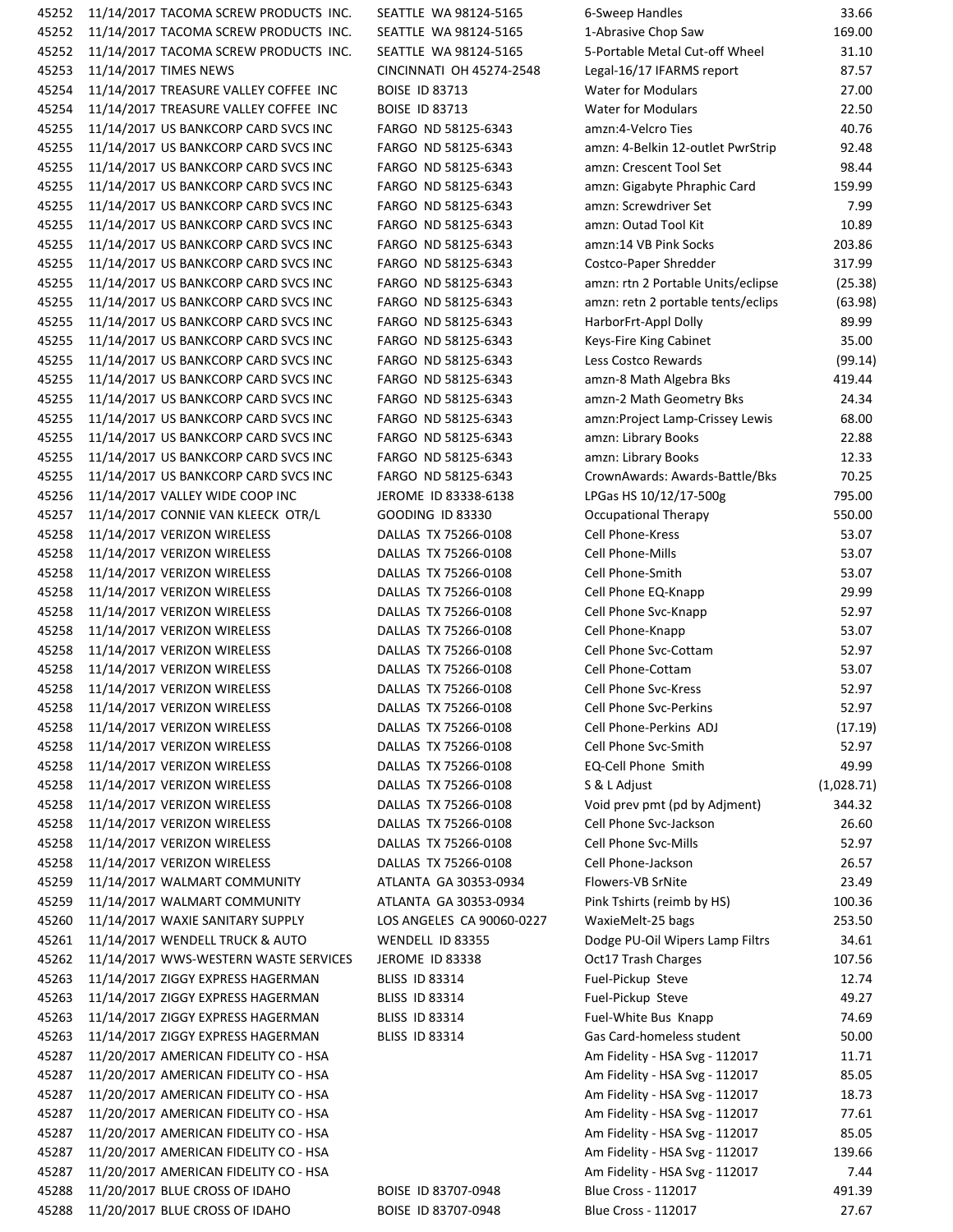| | | | | | |
|---|---|---|---|---|---|
| 45252 | 11/14/2017 | TACOMA SCREW PRODUCTS INC. | SEATTLE WA 98124-5165 | 6-Sweep Handles | 33.66 |
| 45252 | 11/14/2017 | TACOMA SCREW PRODUCTS INC. | SEATTLE WA 98124-5165 | 1-Abrasive Chop Saw | 169.00 |
| 45252 | 11/14/2017 | TACOMA SCREW PRODUCTS INC. | SEATTLE WA 98124-5165 | 5-Portable Metal Cut-off Wheel | 31.10 |
| 45253 | 11/14/2017 | TIMES NEWS | CINCINNATI OH 45274-2548 | Legal-16/17 IFARMS report | 87.57 |
| 45254 | 11/14/2017 | TREASURE VALLEY COFFEE INC | BOISE ID 83713 | Water for Modulars | 27.00 |
| 45254 | 11/14/2017 | TREASURE VALLEY COFFEE INC | BOISE ID 83713 | Water for Modulars | 22.50 |
| 45255 | 11/14/2017 | US BANKCORP CARD SVCS INC | FARGO ND 58125-6343 | amzn:4-Velcro Ties | 40.76 |
| 45255 | 11/14/2017 | US BANKCORP CARD SVCS INC | FARGO ND 58125-6343 | amzn: 4-Belkin 12-outlet PwrStrip | 92.48 |
| 45255 | 11/14/2017 | US BANKCORP CARD SVCS INC | FARGO ND 58125-6343 | amzn: Crescent Tool Set | 98.44 |
| 45255 | 11/14/2017 | US BANKCORP CARD SVCS INC | FARGO ND 58125-6343 | amzn: Gigabyte Phraphic Card | 159.99 |
| 45255 | 11/14/2017 | US BANKCORP CARD SVCS INC | FARGO ND 58125-6343 | amzn: Screwdriver Set | 7.99 |
| 45255 | 11/14/2017 | US BANKCORP CARD SVCS INC | FARGO ND 58125-6343 | amzn: Outad Tool Kit | 10.89 |
| 45255 | 11/14/2017 | US BANKCORP CARD SVCS INC | FARGO ND 58125-6343 | amzn:14 VB Pink Socks | 203.86 |
| 45255 | 11/14/2017 | US BANKCORP CARD SVCS INC | FARGO ND 58125-6343 | Costco-Paper Shredder | 317.99 |
| 45255 | 11/14/2017 | US BANKCORP CARD SVCS INC | FARGO ND 58125-6343 | amzn: rtn 2 Portable Units/eclipse | (25.38) |
| 45255 | 11/14/2017 | US BANKCORP CARD SVCS INC | FARGO ND 58125-6343 | amzn: retn 2 portable tents/eclips | (63.98) |
| 45255 | 11/14/2017 | US BANKCORP CARD SVCS INC | FARGO ND 58125-6343 | HarborFrt-Appl Dolly | 89.99 |
| 45255 | 11/14/2017 | US BANKCORP CARD SVCS INC | FARGO ND 58125-6343 | Keys-Fire King Cabinet | 35.00 |
| 45255 | 11/14/2017 | US BANKCORP CARD SVCS INC | FARGO ND 58125-6343 | Less Costco Rewards | (99.14) |
| 45255 | 11/14/2017 | US BANKCORP CARD SVCS INC | FARGO ND 58125-6343 | amzn-8 Math Algebra Bks | 419.44 |
| 45255 | 11/14/2017 | US BANKCORP CARD SVCS INC | FARGO ND 58125-6343 | amzn-2 Math Geometry Bks | 24.34 |
| 45255 | 11/14/2017 | US BANKCORP CARD SVCS INC | FARGO ND 58125-6343 | amzn:Project Lamp-Crissey Lewis | 68.00 |
| 45255 | 11/14/2017 | US BANKCORP CARD SVCS INC | FARGO ND 58125-6343 | amzn: Library Books | 22.88 |
| 45255 | 11/14/2017 | US BANKCORP CARD SVCS INC | FARGO ND 58125-6343 | amzn: Library Books | 12.33 |
| 45255 | 11/14/2017 | US BANKCORP CARD SVCS INC | FARGO ND 58125-6343 | CrownAwards: Awards-Battle/Bks | 70.25 |
| 45256 | 11/14/2017 | VALLEY WIDE COOP INC | JEROME ID 83338-6138 | LPGas HS 10/12/17-500g | 795.00 |
| 45257 | 11/14/2017 | CONNIE VAN KLEECK OTR/L | GOODING ID 83330 | Occupational Therapy | 550.00 |
| 45258 | 11/14/2017 | VERIZON WIRELESS | DALLAS TX 75266-0108 | Cell Phone-Kress | 53.07 |
| 45258 | 11/14/2017 | VERIZON WIRELESS | DALLAS TX 75266-0108 | Cell Phone-Mills | 53.07 |
| 45258 | 11/14/2017 | VERIZON WIRELESS | DALLAS TX 75266-0108 | Cell Phone-Smith | 53.07 |
| 45258 | 11/14/2017 | VERIZON WIRELESS | DALLAS TX 75266-0108 | Cell Phone EQ-Knapp | 29.99 |
| 45258 | 11/14/2017 | VERIZON WIRELESS | DALLAS TX 75266-0108 | Cell Phone Svc-Knapp | 52.97 |
| 45258 | 11/14/2017 | VERIZON WIRELESS | DALLAS TX 75266-0108 | Cell Phone-Knapp | 53.07 |
| 45258 | 11/14/2017 | VERIZON WIRELESS | DALLAS TX 75266-0108 | Cell Phone Svc-Cottam | 52.97 |
| 45258 | 11/14/2017 | VERIZON WIRELESS | DALLAS TX 75266-0108 | Cell Phone-Cottam | 53.07 |
| 45258 | 11/14/2017 | VERIZON WIRELESS | DALLAS TX 75266-0108 | Cell Phone Svc-Kress | 52.97 |
| 45258 | 11/14/2017 | VERIZON WIRELESS | DALLAS TX 75266-0108 | Cell Phone Svc-Perkins | 52.97 |
| 45258 | 11/14/2017 | VERIZON WIRELESS | DALLAS TX 75266-0108 | Cell Phone-Perkins ADJ | (17.19) |
| 45258 | 11/14/2017 | VERIZON WIRELESS | DALLAS TX 75266-0108 | Cell Phone Svc-Smith | 52.97 |
| 45258 | 11/14/2017 | VERIZON WIRELESS | DALLAS TX 75266-0108 | EQ-Cell Phone Smith | 49.99 |
| 45258 | 11/14/2017 | VERIZON WIRELESS | DALLAS TX 75266-0108 | S & L Adjust | (1,028.71) |
| 45258 | 11/14/2017 | VERIZON WIRELESS | DALLAS TX 75266-0108 | Void prev pmt (pd by Adjment) | 344.32 |
| 45258 | 11/14/2017 | VERIZON WIRELESS | DALLAS TX 75266-0108 | Cell Phone Svc-Jackson | 26.60 |
| 45258 | 11/14/2017 | VERIZON WIRELESS | DALLAS TX 75266-0108 | Cell Phone Svc-Mills | 52.97 |
| 45258 | 11/14/2017 | VERIZON WIRELESS | DALLAS TX 75266-0108 | Cell Phone-Jackson | 26.57 |
| 45259 | 11/14/2017 | WALMART COMMUNITY | ATLANTA GA 30353-0934 | Flowers-VB SrNite | 23.49 |
| 45259 | 11/14/2017 | WALMART COMMUNITY | ATLANTA GA 30353-0934 | Pink Tshirts (reimb by HS) | 100.36 |
| 45260 | 11/14/2017 | WAXIE SANITARY SUPPLY | LOS ANGELES CA 90060-0227 | WaxieMelt-25 bags | 253.50 |
| 45261 | 11/14/2017 | WENDELL TRUCK & AUTO | WENDELL ID 83355 | Dodge PU-Oil Wipers Lamp Filtrs | 34.61 |
| 45262 | 11/14/2017 | WWS-WESTERN WASTE SERVICES | JEROME ID 83338 | Oct17 Trash Charges | 107.56 |
| 45263 | 11/14/2017 | ZIGGY EXPRESS HAGERMAN | BLISS ID 83314 | Fuel-Pickup Steve | 12.74 |
| 45263 | 11/14/2017 | ZIGGY EXPRESS HAGERMAN | BLISS ID 83314 | Fuel-Pickup Steve | 49.27 |
| 45263 | 11/14/2017 | ZIGGY EXPRESS HAGERMAN | BLISS ID 83314 | Fuel-White Bus Knapp | 74.69 |
| 45263 | 11/14/2017 | ZIGGY EXPRESS HAGERMAN | BLISS ID 83314 | Gas Card-homeless student | 50.00 |
| 45287 | 11/20/2017 | AMERICAN FIDELITY CO - HSA | | Am Fidelity - HSA Svg - 112017 | 11.71 |
| 45287 | 11/20/2017 | AMERICAN FIDELITY CO - HSA | | Am Fidelity - HSA Svg - 112017 | 85.05 |
| 45287 | 11/20/2017 | AMERICAN FIDELITY CO - HSA | | Am Fidelity - HSA Svg - 112017 | 18.73 |
| 45287 | 11/20/2017 | AMERICAN FIDELITY CO - HSA | | Am Fidelity - HSA Svg - 112017 | 77.61 |
| 45287 | 11/20/2017 | AMERICAN FIDELITY CO - HSA | | Am Fidelity - HSA Svg - 112017 | 85.05 |
| 45287 | 11/20/2017 | AMERICAN FIDELITY CO - HSA | | Am Fidelity - HSA Svg - 112017 | 139.66 |
| 45287 | 11/20/2017 | AMERICAN FIDELITY CO - HSA | | Am Fidelity - HSA Svg - 112017 | 7.44 |
| 45288 | 11/20/2017 | BLUE CROSS OF IDAHO | BOISE ID 83707-0948 | Blue Cross - 112017 | 491.39 |
| 45288 | 11/20/2017 | BLUE CROSS OF IDAHO | BOISE ID 83707-0948 | Blue Cross - 112017 | 27.67 |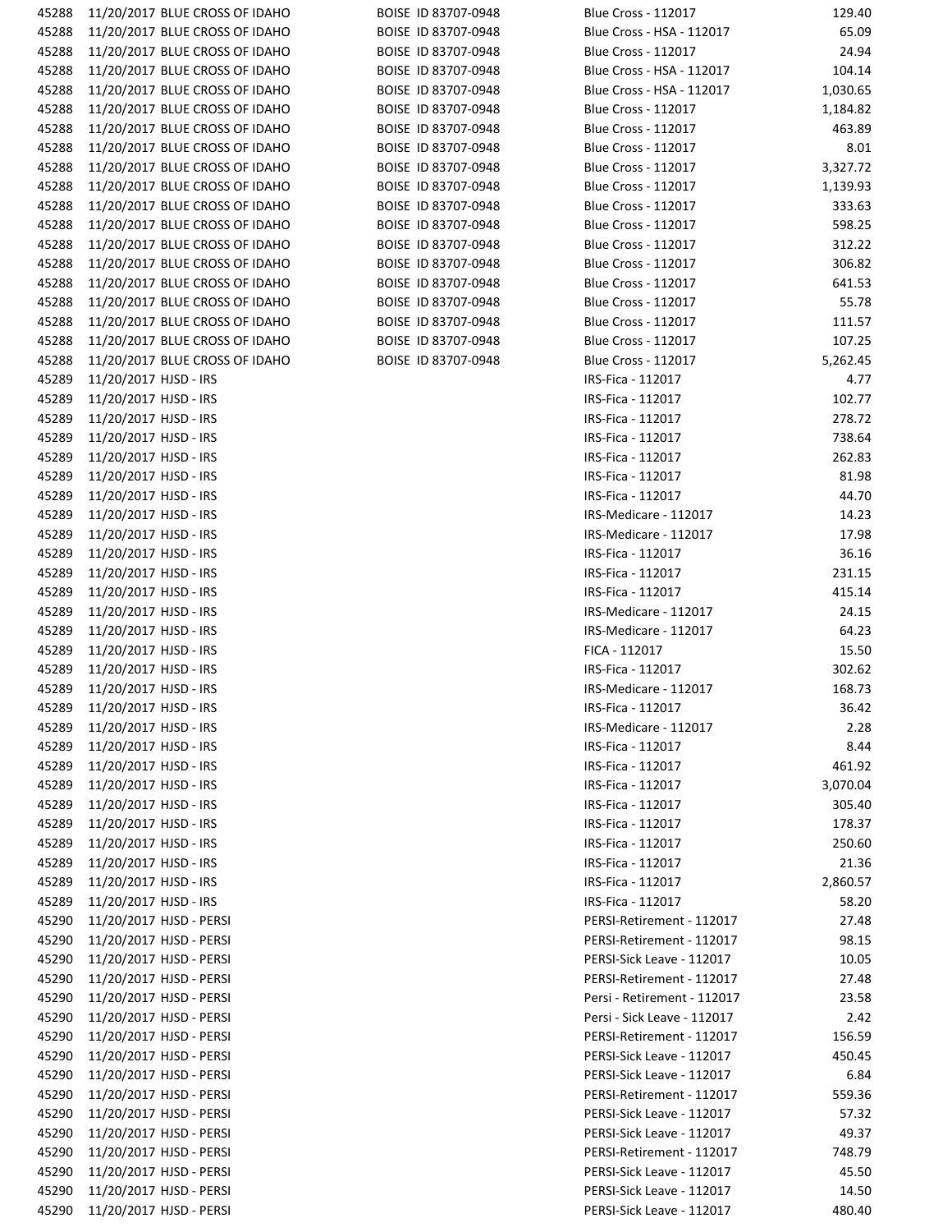| | | | | | |
|---|---|---|---|---|---|
| 45288 | 11/20/2017 | BLUE CROSS OF IDAHO | BOISE ID 83707-0948 | Blue Cross - 112017 | 129.40 |
| 45288 | 11/20/2017 | BLUE CROSS OF IDAHO | BOISE ID 83707-0948 | Blue Cross - HSA - 112017 | 65.09 |
| 45288 | 11/20/2017 | BLUE CROSS OF IDAHO | BOISE ID 83707-0948 | Blue Cross - 112017 | 24.94 |
| 45288 | 11/20/2017 | BLUE CROSS OF IDAHO | BOISE ID 83707-0948 | Blue Cross - HSA - 112017 | 104.14 |
| 45288 | 11/20/2017 | BLUE CROSS OF IDAHO | BOISE ID 83707-0948 | Blue Cross - HSA - 112017 | 1,030.65 |
| 45288 | 11/20/2017 | BLUE CROSS OF IDAHO | BOISE ID 83707-0948 | Blue Cross - 112017 | 1,184.82 |
| 45288 | 11/20/2017 | BLUE CROSS OF IDAHO | BOISE ID 83707-0948 | Blue Cross - 112017 | 463.89 |
| 45288 | 11/20/2017 | BLUE CROSS OF IDAHO | BOISE ID 83707-0948 | Blue Cross - 112017 | 8.01 |
| 45288 | 11/20/2017 | BLUE CROSS OF IDAHO | BOISE ID 83707-0948 | Blue Cross - 112017 | 3,327.72 |
| 45288 | 11/20/2017 | BLUE CROSS OF IDAHO | BOISE ID 83707-0948 | Blue Cross - 112017 | 1,139.93 |
| 45288 | 11/20/2017 | BLUE CROSS OF IDAHO | BOISE ID 83707-0948 | Blue Cross - 112017 | 333.63 |
| 45288 | 11/20/2017 | BLUE CROSS OF IDAHO | BOISE ID 83707-0948 | Blue Cross - 112017 | 598.25 |
| 45288 | 11/20/2017 | BLUE CROSS OF IDAHO | BOISE ID 83707-0948 | Blue Cross - 112017 | 312.22 |
| 45288 | 11/20/2017 | BLUE CROSS OF IDAHO | BOISE ID 83707-0948 | Blue Cross - 112017 | 306.82 |
| 45288 | 11/20/2017 | BLUE CROSS OF IDAHO | BOISE ID 83707-0948 | Blue Cross - 112017 | 641.53 |
| 45288 | 11/20/2017 | BLUE CROSS OF IDAHO | BOISE ID 83707-0948 | Blue Cross - 112017 | 55.78 |
| 45288 | 11/20/2017 | BLUE CROSS OF IDAHO | BOISE ID 83707-0948 | Blue Cross - 112017 | 111.57 |
| 45288 | 11/20/2017 | BLUE CROSS OF IDAHO | BOISE ID 83707-0948 | Blue Cross - 112017 | 107.25 |
| 45288 | 11/20/2017 | BLUE CROSS OF IDAHO | BOISE ID 83707-0948 | Blue Cross - 112017 | 5,262.45 |
| 45289 | 11/20/2017 | HJSD - IRS | | IRS-Fica - 112017 | 4.77 |
| 45289 | 11/20/2017 | HJSD - IRS | | IRS-Fica - 112017 | 102.77 |
| 45289 | 11/20/2017 | HJSD - IRS | | IRS-Fica - 112017 | 278.72 |
| 45289 | 11/20/2017 | HJSD - IRS | | IRS-Fica - 112017 | 738.64 |
| 45289 | 11/20/2017 | HJSD - IRS | | IRS-Fica - 112017 | 262.83 |
| 45289 | 11/20/2017 | HJSD - IRS | | IRS-Fica - 112017 | 81.98 |
| 45289 | 11/20/2017 | HJSD - IRS | | IRS-Fica - 112017 | 44.70 |
| 45289 | 11/20/2017 | HJSD - IRS | | IRS-Medicare - 112017 | 14.23 |
| 45289 | 11/20/2017 | HJSD - IRS | | IRS-Medicare - 112017 | 17.98 |
| 45289 | 11/20/2017 | HJSD - IRS | | IRS-Fica - 112017 | 36.16 |
| 45289 | 11/20/2017 | HJSD - IRS | | IRS-Fica - 112017 | 231.15 |
| 45289 | 11/20/2017 | HJSD - IRS | | IRS-Fica - 112017 | 415.14 |
| 45289 | 11/20/2017 | HJSD - IRS | | IRS-Medicare - 112017 | 24.15 |
| 45289 | 11/20/2017 | HJSD - IRS | | IRS-Medicare - 112017 | 64.23 |
| 45289 | 11/20/2017 | HJSD - IRS | | FICA - 112017 | 15.50 |
| 45289 | 11/20/2017 | HJSD - IRS | | IRS-Fica - 112017 | 302.62 |
| 45289 | 11/20/2017 | HJSD - IRS | | IRS-Medicare - 112017 | 168.73 |
| 45289 | 11/20/2017 | HJSD - IRS | | IRS-Fica - 112017 | 36.42 |
| 45289 | 11/20/2017 | HJSD - IRS | | IRS-Medicare - 112017 | 2.28 |
| 45289 | 11/20/2017 | HJSD - IRS | | IRS-Fica - 112017 | 8.44 |
| 45289 | 11/20/2017 | HJSD - IRS | | IRS-Fica - 112017 | 461.92 |
| 45289 | 11/20/2017 | HJSD - IRS | | IRS-Fica - 112017 | 3,070.04 |
| 45289 | 11/20/2017 | HJSD - IRS | | IRS-Fica - 112017 | 305.40 |
| 45289 | 11/20/2017 | HJSD - IRS | | IRS-Fica - 112017 | 178.37 |
| 45289 | 11/20/2017 | HJSD - IRS | | IRS-Fica - 112017 | 250.60 |
| 45289 | 11/20/2017 | HJSD - IRS | | IRS-Fica - 112017 | 21.36 |
| 45289 | 11/20/2017 | HJSD - IRS | | IRS-Fica - 112017 | 2,860.57 |
| 45289 | 11/20/2017 | HJSD - IRS | | IRS-Fica - 112017 | 58.20 |
| 45290 | 11/20/2017 | HJSD - PERSI | | PERSI-Retirement - 112017 | 27.48 |
| 45290 | 11/20/2017 | HJSD - PERSI | | PERSI-Retirement - 112017 | 98.15 |
| 45290 | 11/20/2017 | HJSD - PERSI | | PERSI-Sick Leave - 112017 | 10.05 |
| 45290 | 11/20/2017 | HJSD - PERSI | | PERSI-Retirement - 112017 | 27.48 |
| 45290 | 11/20/2017 | HJSD - PERSI | | Persi - Retirement - 112017 | 23.58 |
| 45290 | 11/20/2017 | HJSD - PERSI | | Persi - Sick Leave - 112017 | 2.42 |
| 45290 | 11/20/2017 | HJSD - PERSI | | PERSI-Retirement - 112017 | 156.59 |
| 45290 | 11/20/2017 | HJSD - PERSI | | PERSI-Sick Leave - 112017 | 450.45 |
| 45290 | 11/20/2017 | HJSD - PERSI | | PERSI-Sick Leave - 112017 | 6.84 |
| 45290 | 11/20/2017 | HJSD - PERSI | | PERSI-Retirement - 112017 | 559.36 |
| 45290 | 11/20/2017 | HJSD - PERSI | | PERSI-Sick Leave - 112017 | 57.32 |
| 45290 | 11/20/2017 | HJSD - PERSI | | PERSI-Sick Leave - 112017 | 49.37 |
| 45290 | 11/20/2017 | HJSD - PERSI | | PERSI-Retirement - 112017 | 748.79 |
| 45290 | 11/20/2017 | HJSD - PERSI | | PERSI-Sick Leave - 112017 | 45.50 |
| 45290 | 11/20/2017 | HJSD - PERSI | | PERSI-Sick Leave - 112017 | 14.50 |
| 45290 | 11/20/2017 | HJSD - PERSI | | PERSI-Sick Leave - 112017 | 480.40 |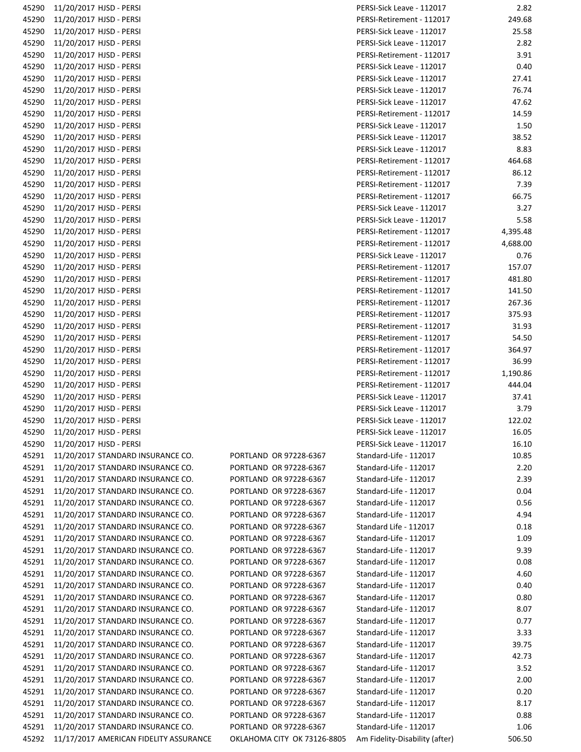| | | | | | |
|---|---|---|---|---|---|
| 45290 | 11/20/2017 | HJSD - PERSI | | PERSI-Sick Leave - 112017 | 2.82 |
| 45290 | 11/20/2017 | HJSD - PERSI | | PERSI-Retirement - 112017 | 249.68 |
| 45290 | 11/20/2017 | HJSD - PERSI | | PERSI-Sick Leave - 112017 | 25.58 |
| 45290 | 11/20/2017 | HJSD - PERSI | | PERSI-Sick Leave - 112017 | 2.82 |
| 45290 | 11/20/2017 | HJSD - PERSI | | PERSI-Retirement - 112017 | 3.91 |
| 45290 | 11/20/2017 | HJSD - PERSI | | PERSI-Sick Leave - 112017 | 0.40 |
| 45290 | 11/20/2017 | HJSD - PERSI | | PERSI-Sick Leave - 112017 | 27.41 |
| 45290 | 11/20/2017 | HJSD - PERSI | | PERSI-Sick Leave - 112017 | 76.74 |
| 45290 | 11/20/2017 | HJSD - PERSI | | PERSI-Sick Leave - 112017 | 47.62 |
| 45290 | 11/20/2017 | HJSD - PERSI | | PERSI-Retirement - 112017 | 14.59 |
| 45290 | 11/20/2017 | HJSD - PERSI | | PERSI-Sick Leave - 112017 | 1.50 |
| 45290 | 11/20/2017 | HJSD - PERSI | | PERSI-Sick Leave - 112017 | 38.52 |
| 45290 | 11/20/2017 | HJSD - PERSI | | PERSI-Sick Leave - 112017 | 8.83 |
| 45290 | 11/20/2017 | HJSD - PERSI | | PERSI-Retirement - 112017 | 464.68 |
| 45290 | 11/20/2017 | HJSD - PERSI | | PERSI-Retirement - 112017 | 86.12 |
| 45290 | 11/20/2017 | HJSD - PERSI | | PERSI-Retirement - 112017 | 7.39 |
| 45290 | 11/20/2017 | HJSD - PERSI | | PERSI-Retirement - 112017 | 66.75 |
| 45290 | 11/20/2017 | HJSD - PERSI | | PERSI-Sick Leave - 112017 | 3.27 |
| 45290 | 11/20/2017 | HJSD - PERSI | | PERSI-Sick Leave - 112017 | 5.58 |
| 45290 | 11/20/2017 | HJSD - PERSI | | PERSI-Retirement - 112017 | 4,395.48 |
| 45290 | 11/20/2017 | HJSD - PERSI | | PERSI-Retirement - 112017 | 4,688.00 |
| 45290 | 11/20/2017 | HJSD - PERSI | | PERSI-Sick Leave - 112017 | 0.76 |
| 45290 | 11/20/2017 | HJSD - PERSI | | PERSI-Retirement - 112017 | 157.07 |
| 45290 | 11/20/2017 | HJSD - PERSI | | PERSI-Retirement - 112017 | 481.80 |
| 45290 | 11/20/2017 | HJSD - PERSI | | PERSI-Retirement - 112017 | 141.50 |
| 45290 | 11/20/2017 | HJSD - PERSI | | PERSI-Retirement - 112017 | 267.36 |
| 45290 | 11/20/2017 | HJSD - PERSI | | PERSI-Retirement - 112017 | 375.93 |
| 45290 | 11/20/2017 | HJSD - PERSI | | PERSI-Retirement - 112017 | 31.93 |
| 45290 | 11/20/2017 | HJSD - PERSI | | PERSI-Retirement - 112017 | 54.50 |
| 45290 | 11/20/2017 | HJSD - PERSI | | PERSI-Retirement - 112017 | 364.97 |
| 45290 | 11/20/2017 | HJSD - PERSI | | PERSI-Retirement - 112017 | 36.99 |
| 45290 | 11/20/2017 | HJSD - PERSI | | PERSI-Retirement - 112017 | 1,190.86 |
| 45290 | 11/20/2017 | HJSD - PERSI | | PERSI-Retirement - 112017 | 444.04 |
| 45290 | 11/20/2017 | HJSD - PERSI | | PERSI-Sick Leave - 112017 | 37.41 |
| 45290 | 11/20/2017 | HJSD - PERSI | | PERSI-Sick Leave - 112017 | 3.79 |
| 45290 | 11/20/2017 | HJSD - PERSI | | PERSI-Sick Leave - 112017 | 122.02 |
| 45290 | 11/20/2017 | HJSD - PERSI | | PERSI-Sick Leave - 112017 | 16.05 |
| 45290 | 11/20/2017 | HJSD - PERSI | | PERSI-Sick Leave - 112017 | 16.10 |
| 45291 | 11/20/2017 | STANDARD INSURANCE CO. | PORTLAND OR 97228-6367 | Standard-Life - 112017 | 10.85 |
| 45291 | 11/20/2017 | STANDARD INSURANCE CO. | PORTLAND OR 97228-6367 | Standard-Life - 112017 | 2.20 |
| 45291 | 11/20/2017 | STANDARD INSURANCE CO. | PORTLAND OR 97228-6367 | Standard-Life - 112017 | 2.39 |
| 45291 | 11/20/2017 | STANDARD INSURANCE CO. | PORTLAND OR 97228-6367 | Standard-Life - 112017 | 0.04 |
| 45291 | 11/20/2017 | STANDARD INSURANCE CO. | PORTLAND OR 97228-6367 | Standard-Life - 112017 | 0.56 |
| 45291 | 11/20/2017 | STANDARD INSURANCE CO. | PORTLAND OR 97228-6367 | Standard-Life - 112017 | 4.94 |
| 45291 | 11/20/2017 | STANDARD INSURANCE CO. | PORTLAND OR 97228-6367 | Standard Life - 112017 | 0.18 |
| 45291 | 11/20/2017 | STANDARD INSURANCE CO. | PORTLAND OR 97228-6367 | Standard-Life - 112017 | 1.09 |
| 45291 | 11/20/2017 | STANDARD INSURANCE CO. | PORTLAND OR 97228-6367 | Standard-Life - 112017 | 9.39 |
| 45291 | 11/20/2017 | STANDARD INSURANCE CO. | PORTLAND OR 97228-6367 | Standard-Life - 112017 | 0.08 |
| 45291 | 11/20/2017 | STANDARD INSURANCE CO. | PORTLAND OR 97228-6367 | Standard-Life - 112017 | 4.60 |
| 45291 | 11/20/2017 | STANDARD INSURANCE CO. | PORTLAND OR 97228-6367 | Standard-Life - 112017 | 0.40 |
| 45291 | 11/20/2017 | STANDARD INSURANCE CO. | PORTLAND OR 97228-6367 | Standard-Life - 112017 | 0.80 |
| 45291 | 11/20/2017 | STANDARD INSURANCE CO. | PORTLAND OR 97228-6367 | Standard-Life - 112017 | 8.07 |
| 45291 | 11/20/2017 | STANDARD INSURANCE CO. | PORTLAND OR 97228-6367 | Standard-Life - 112017 | 0.77 |
| 45291 | 11/20/2017 | STANDARD INSURANCE CO. | PORTLAND OR 97228-6367 | Standard-Life - 112017 | 3.33 |
| 45291 | 11/20/2017 | STANDARD INSURANCE CO. | PORTLAND OR 97228-6367 | Standard-Life - 112017 | 39.75 |
| 45291 | 11/20/2017 | STANDARD INSURANCE CO. | PORTLAND OR 97228-6367 | Standard-Life - 112017 | 42.73 |
| 45291 | 11/20/2017 | STANDARD INSURANCE CO. | PORTLAND OR 97228-6367 | Standard-Life - 112017 | 3.52 |
| 45291 | 11/20/2017 | STANDARD INSURANCE CO. | PORTLAND OR 97228-6367 | Standard-Life - 112017 | 2.00 |
| 45291 | 11/20/2017 | STANDARD INSURANCE CO. | PORTLAND OR 97228-6367 | Standard-Life - 112017 | 0.20 |
| 45291 | 11/20/2017 | STANDARD INSURANCE CO. | PORTLAND OR 97228-6367 | Standard-Life - 112017 | 8.17 |
| 45291 | 11/20/2017 | STANDARD INSURANCE CO. | PORTLAND OR 97228-6367 | Standard-Life - 112017 | 0.88 |
| 45291 | 11/20/2017 | STANDARD INSURANCE CO. | PORTLAND OR 97228-6367 | Standard-Life - 112017 | 1.06 |
| 45292 | 11/17/2017 | AMERICAN FIDELITY ASSURANCE | OKLAHOMA CITY OK 73126-8805 | Am Fidelity-Disability (after) | 506.50 |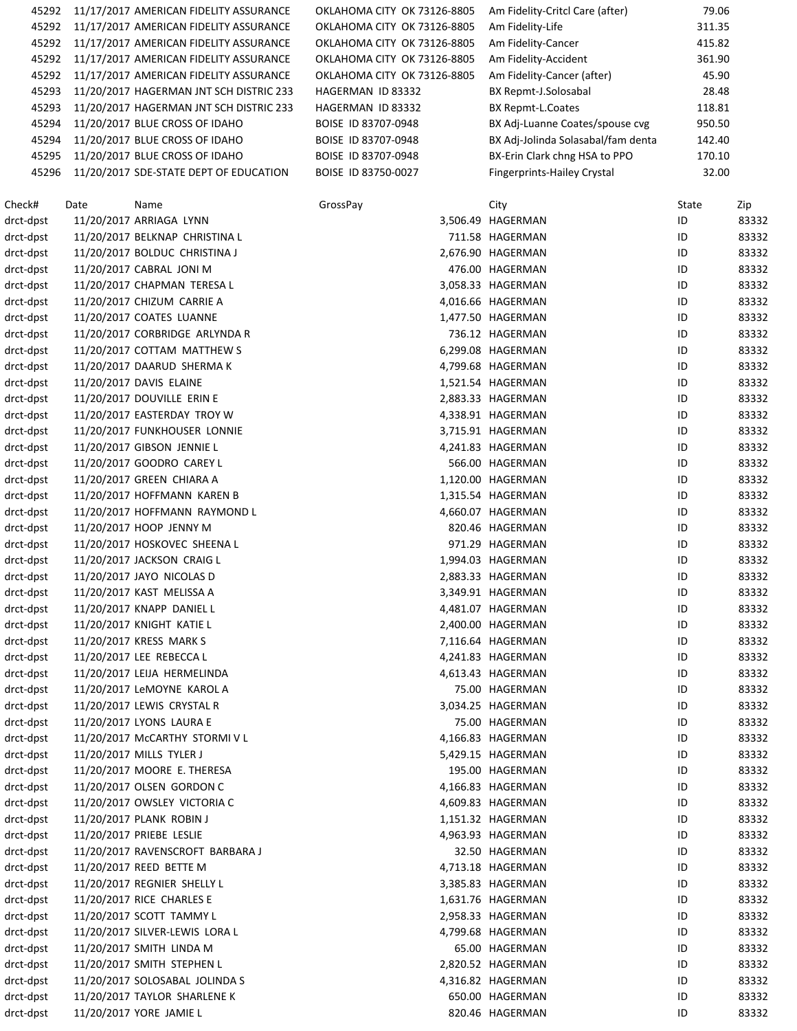| | | | | | |
|---|---|---|---|---|---|
| 45292 | 11/17/2017 | AMERICAN FIDELITY ASSURANCE | OKLAHOMA CITY OK 73126-8805 | Am Fidelity-Critcl Care (after) | 79.06 |
| 45292 | 11/17/2017 | AMERICAN FIDELITY ASSURANCE | OKLAHOMA CITY OK 73126-8805 | Am Fidelity-Life | 311.35 |
| 45292 | 11/17/2017 | AMERICAN FIDELITY ASSURANCE | OKLAHOMA CITY OK 73126-8805 | Am Fidelity-Cancer | 415.82 |
| 45292 | 11/17/2017 | AMERICAN FIDELITY ASSURANCE | OKLAHOMA CITY OK 73126-8805 | Am Fidelity-Accident | 361.90 |
| 45292 | 11/17/2017 | AMERICAN FIDELITY ASSURANCE | OKLAHOMA CITY OK 73126-8805 | Am Fidelity-Cancer (after) | 45.90 |
| 45293 | 11/20/2017 | HAGERMAN JNT SCH DISTRIC 233 | HAGERMAN ID 83332 | BX Repmt-J.Solosabal | 28.48 |
| 45293 | 11/20/2017 | HAGERMAN JNT SCH DISTRIC 233 | HAGERMAN ID 83332 | BX Repmt-L.Coates | 118.81 |
| 45294 | 11/20/2017 | BLUE CROSS OF IDAHO | BOISE ID 83707-0948 | BX Adj-Luanne Coates/spouse cvg | 950.50 |
| 45294 | 11/20/2017 | BLUE CROSS OF IDAHO | BOISE ID 83707-0948 | BX Adj-Jolinda Solasabal/fam denta | 142.40 |
| 45295 | 11/20/2017 | BLUE CROSS OF IDAHO | BOISE ID 83707-0948 | BX-Erin Clark chng HSA to PPO | 170.10 |
| 45296 | 11/20/2017 | SDE-STATE DEPT OF EDUCATION | BOISE ID 83750-0027 | Fingerprints-Hailey Crystal | 32.00 |

| Check# | Date | Name | GrossPay | City | State | Zip |
|---|---|---|---|---|---|---|
| drct-dpst | 11/20/2017 | ARRIAGA LYNN | 3,506.49 | HAGERMAN | ID | 83332 |
| drct-dpst | 11/20/2017 | BELKNAP CHRISTINA L | 711.58 | HAGERMAN | ID | 83332 |
| drct-dpst | 11/20/2017 | BOLDUC CHRISTINA J | 2,676.90 | HAGERMAN | ID | 83332 |
| drct-dpst | 11/20/2017 | CABRAL JONI M | 476.00 | HAGERMAN | ID | 83332 |
| drct-dpst | 11/20/2017 | CHAPMAN TERESA L | 3,058.33 | HAGERMAN | ID | 83332 |
| drct-dpst | 11/20/2017 | CHIZUM CARRIE A | 4,016.66 | HAGERMAN | ID | 83332 |
| drct-dpst | 11/20/2017 | COATES LUANNE | 1,477.50 | HAGERMAN | ID | 83332 |
| drct-dpst | 11/20/2017 | CORBRIDGE ARLYNDA R | 736.12 | HAGERMAN | ID | 83332 |
| drct-dpst | 11/20/2017 | COTTAM MATTHEW S | 6,299.08 | HAGERMAN | ID | 83332 |
| drct-dpst | 11/20/2017 | DAARUD SHERMA K | 4,799.68 | HAGERMAN | ID | 83332 |
| drct-dpst | 11/20/2017 | DAVIS ELAINE | 1,521.54 | HAGERMAN | ID | 83332 |
| drct-dpst | 11/20/2017 | DOUVILLE ERIN E | 2,883.33 | HAGERMAN | ID | 83332 |
| drct-dpst | 11/20/2017 | EASTERDAY TROY W | 4,338.91 | HAGERMAN | ID | 83332 |
| drct-dpst | 11/20/2017 | FUNKHOUSER LONNIE | 3,715.91 | HAGERMAN | ID | 83332 |
| drct-dpst | 11/20/2017 | GIBSON JENNIE L | 4,241.83 | HAGERMAN | ID | 83332 |
| drct-dpst | 11/20/2017 | GOODRO CAREY L | 566.00 | HAGERMAN | ID | 83332 |
| drct-dpst | 11/20/2017 | GREEN CHIARA A | 1,120.00 | HAGERMAN | ID | 83332 |
| drct-dpst | 11/20/2017 | HOFFMANN KAREN B | 1,315.54 | HAGERMAN | ID | 83332 |
| drct-dpst | 11/20/2017 | HOFFMANN RAYMOND L | 4,660.07 | HAGERMAN | ID | 83332 |
| drct-dpst | 11/20/2017 | HOOP JENNY M | 820.46 | HAGERMAN | ID | 83332 |
| drct-dpst | 11/20/2017 | HOSKOVEC SHEENA L | 971.29 | HAGERMAN | ID | 83332 |
| drct-dpst | 11/20/2017 | JACKSON CRAIG L | 1,994.03 | HAGERMAN | ID | 83332 |
| drct-dpst | 11/20/2017 | JAYO NICOLAS D | 2,883.33 | HAGERMAN | ID | 83332 |
| drct-dpst | 11/20/2017 | KAST MELISSA A | 3,349.91 | HAGERMAN | ID | 83332 |
| drct-dpst | 11/20/2017 | KNAPP DANIEL L | 4,481.07 | HAGERMAN | ID | 83332 |
| drct-dpst | 11/20/2017 | KNIGHT KATIE L | 2,400.00 | HAGERMAN | ID | 83332 |
| drct-dpst | 11/20/2017 | KRESS MARK S | 7,116.64 | HAGERMAN | ID | 83332 |
| drct-dpst | 11/20/2017 | LEE REBECCA L | 4,241.83 | HAGERMAN | ID | 83332 |
| drct-dpst | 11/20/2017 | LEIJA HERMELINDA | 4,613.43 | HAGERMAN | ID | 83332 |
| drct-dpst | 11/20/2017 | LeMOYNE KAROL A | 75.00 | HAGERMAN | ID | 83332 |
| drct-dpst | 11/20/2017 | LEWIS CRYSTAL R | 3,034.25 | HAGERMAN | ID | 83332 |
| drct-dpst | 11/20/2017 | LYONS LAURA E | 75.00 | HAGERMAN | ID | 83332 |
| drct-dpst | 11/20/2017 | McCARTHY STORMI V L | 4,166.83 | HAGERMAN | ID | 83332 |
| drct-dpst | 11/20/2017 | MILLS TYLER J | 5,429.15 | HAGERMAN | ID | 83332 |
| drct-dpst | 11/20/2017 | MOORE E. THERESA | 195.00 | HAGERMAN | ID | 83332 |
| drct-dpst | 11/20/2017 | OLSEN GORDON C | 4,166.83 | HAGERMAN | ID | 83332 |
| drct-dpst | 11/20/2017 | OWSLEY VICTORIA C | 4,609.83 | HAGERMAN | ID | 83332 |
| drct-dpst | 11/20/2017 | PLANK ROBIN J | 1,151.32 | HAGERMAN | ID | 83332 |
| drct-dpst | 11/20/2017 | PRIEBE LESLIE | 4,963.93 | HAGERMAN | ID | 83332 |
| drct-dpst | 11/20/2017 | RAVENSCROFT BARBARA J | 32.50 | HAGERMAN | ID | 83332 |
| drct-dpst | 11/20/2017 | REED BETTE M | 4,713.18 | HAGERMAN | ID | 83332 |
| drct-dpst | 11/20/2017 | REGNIER SHELLY L | 3,385.83 | HAGERMAN | ID | 83332 |
| drct-dpst | 11/20/2017 | RICE CHARLES E | 1,631.76 | HAGERMAN | ID | 83332 |
| drct-dpst | 11/20/2017 | SCOTT TAMMY L | 2,958.33 | HAGERMAN | ID | 83332 |
| drct-dpst | 11/20/2017 | SILVER-LEWIS LORA L | 4,799.68 | HAGERMAN | ID | 83332 |
| drct-dpst | 11/20/2017 | SMITH LINDA M | 65.00 | HAGERMAN | ID | 83332 |
| drct-dpst | 11/20/2017 | SMITH STEPHEN L | 2,820.52 | HAGERMAN | ID | 83332 |
| drct-dpst | 11/20/2017 | SOLOSABAL JOLINDA S | 4,316.82 | HAGERMAN | ID | 83332 |
| drct-dpst | 11/20/2017 | TAYLOR SHARLENE K | 650.00 | HAGERMAN | ID | 83332 |
| drct-dpst | 11/20/2017 | YORE JAMIE L | 820.46 | HAGERMAN | ID | 83332 |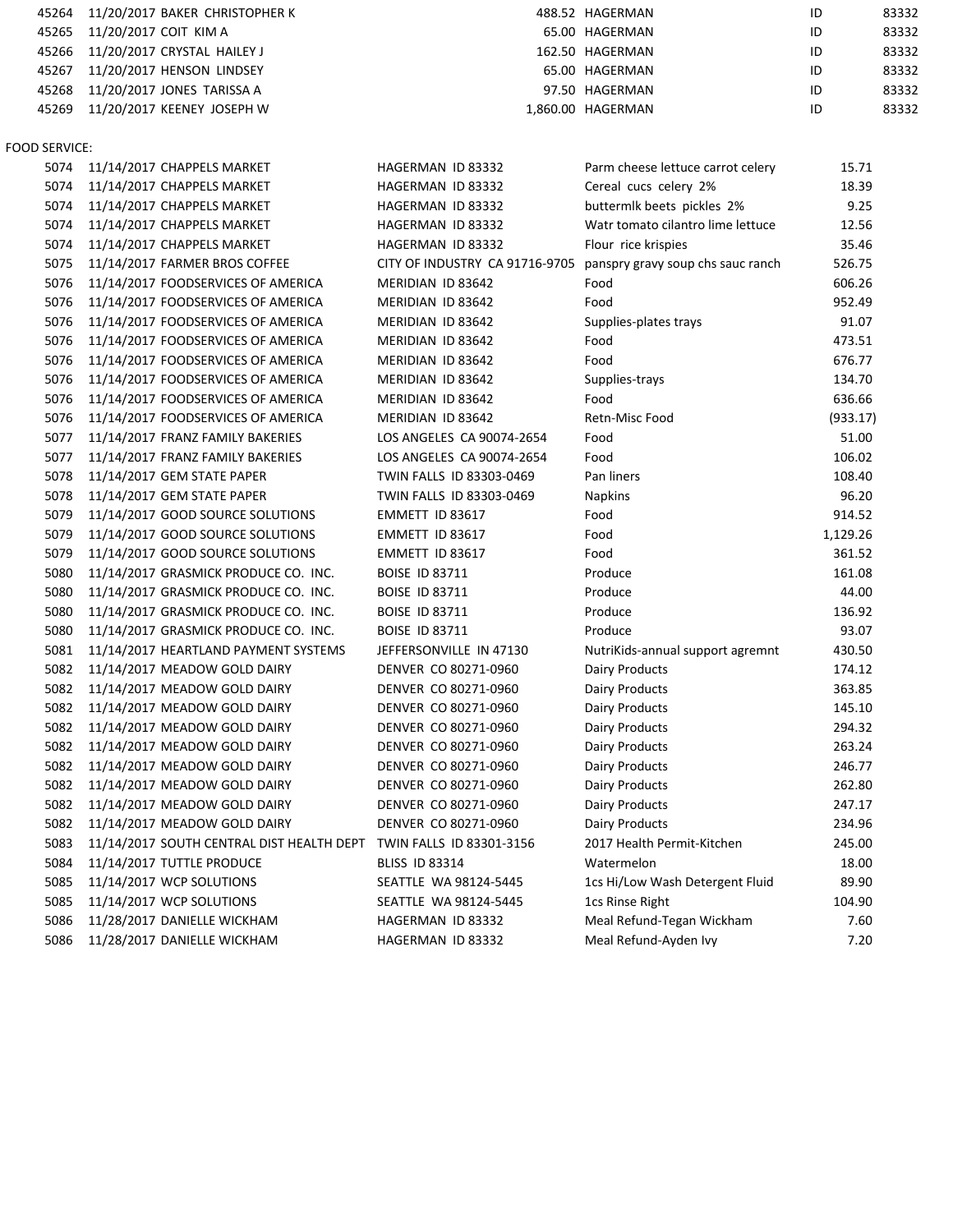| | | | | | | |
|---|---|---|---|---|---|---|
| 45264 | 11/20/2017 | BAKER CHRISTOPHER K | 488.52 | HAGERMAN | ID | 83332 |
| 45265 | 11/20/2017 | COIT KIM A | 65.00 | HAGERMAN | ID | 83332 |
| 45266 | 11/20/2017 | CRYSTAL HAILEY J | 162.50 | HAGERMAN | ID | 83332 |
| 45267 | 11/20/2017 | HENSON LINDSEY | 65.00 | HAGERMAN | ID | 83332 |
| 45268 | 11/20/2017 | JONES TARISSA A | 97.50 | HAGERMAN | ID | 83332 |
| 45269 | 11/20/2017 | KEENEY JOSEPH W | 1,860.00 | HAGERMAN | ID | 83332 |

FOOD SERVICE:

| | | | | | |
|---|---|---|---|---|---|
| 5074 | 11/14/2017 | CHAPPELS MARKET | HAGERMAN ID 83332 | Parm cheese lettuce carrot celery | 15.71 |
| 5074 | 11/14/2017 | CHAPPELS MARKET | HAGERMAN ID 83332 | Cereal cucs celery 2% | 18.39 |
| 5074 | 11/14/2017 | CHAPPELS MARKET | HAGERMAN ID 83332 | buttermlk beets pickles 2% | 9.25 |
| 5074 | 11/14/2017 | CHAPPELS MARKET | HAGERMAN ID 83332 | Watr tomato cilantro lime lettuce | 12.56 |
| 5074 | 11/14/2017 | CHAPPELS MARKET | HAGERMAN ID 83332 | Flour rice krispies | 35.46 |
| 5075 | 11/14/2017 | FARMER BROS COFFEE | CITY OF INDUSTRY CA 91716-9705 | panspry gravy soup chs sauc ranch | 526.75 |
| 5076 | 11/14/2017 | FOODSERVICES OF AMERICA | MERIDIAN ID 83642 | Food | 606.26 |
| 5076 | 11/14/2017 | FOODSERVICES OF AMERICA | MERIDIAN ID 83642 | Food | 952.49 |
| 5076 | 11/14/2017 | FOODSERVICES OF AMERICA | MERIDIAN ID 83642 | Supplies-plates trays | 91.07 |
| 5076 | 11/14/2017 | FOODSERVICES OF AMERICA | MERIDIAN ID 83642 | Food | 473.51 |
| 5076 | 11/14/2017 | FOODSERVICES OF AMERICA | MERIDIAN ID 83642 | Food | 676.77 |
| 5076 | 11/14/2017 | FOODSERVICES OF AMERICA | MERIDIAN ID 83642 | Supplies-trays | 134.70 |
| 5076 | 11/14/2017 | FOODSERVICES OF AMERICA | MERIDIAN ID 83642 | Food | 636.66 |
| 5076 | 11/14/2017 | FOODSERVICES OF AMERICA | MERIDIAN ID 83642 | Retn-Misc Food | (933.17) |
| 5077 | 11/14/2017 | FRANZ FAMILY BAKERIES | LOS ANGELES CA 90074-2654 | Food | 51.00 |
| 5077 | 11/14/2017 | FRANZ FAMILY BAKERIES | LOS ANGELES CA 90074-2654 | Food | 106.02 |
| 5078 | 11/14/2017 | GEM STATE PAPER | TWIN FALLS ID 83303-0469 | Pan liners | 108.40 |
| 5078 | 11/14/2017 | GEM STATE PAPER | TWIN FALLS ID 83303-0469 | Napkins | 96.20 |
| 5079 | 11/14/2017 | GOOD SOURCE SOLUTIONS | EMMETT ID 83617 | Food | 914.52 |
| 5079 | 11/14/2017 | GOOD SOURCE SOLUTIONS | EMMETT ID 83617 | Food | 1,129.26 |
| 5079 | 11/14/2017 | GOOD SOURCE SOLUTIONS | EMMETT ID 83617 | Food | 361.52 |
| 5080 | 11/14/2017 | GRASMICK PRODUCE CO. INC. | BOISE ID 83711 | Produce | 161.08 |
| 5080 | 11/14/2017 | GRASMICK PRODUCE CO. INC. | BOISE ID 83711 | Produce | 44.00 |
| 5080 | 11/14/2017 | GRASMICK PRODUCE CO. INC. | BOISE ID 83711 | Produce | 136.92 |
| 5080 | 11/14/2017 | GRASMICK PRODUCE CO. INC. | BOISE ID 83711 | Produce | 93.07 |
| 5081 | 11/14/2017 | HEARTLAND PAYMENT SYSTEMS | JEFFERSONVILLE IN 47130 | NutriKids-annual support agremnt | 430.50 |
| 5082 | 11/14/2017 | MEADOW GOLD DAIRY | DENVER CO 80271-0960 | Dairy Products | 174.12 |
| 5082 | 11/14/2017 | MEADOW GOLD DAIRY | DENVER CO 80271-0960 | Dairy Products | 363.85 |
| 5082 | 11/14/2017 | MEADOW GOLD DAIRY | DENVER CO 80271-0960 | Dairy Products | 145.10 |
| 5082 | 11/14/2017 | MEADOW GOLD DAIRY | DENVER CO 80271-0960 | Dairy Products | 294.32 |
| 5082 | 11/14/2017 | MEADOW GOLD DAIRY | DENVER CO 80271-0960 | Dairy Products | 263.24 |
| 5082 | 11/14/2017 | MEADOW GOLD DAIRY | DENVER CO 80271-0960 | Dairy Products | 246.77 |
| 5082 | 11/14/2017 | MEADOW GOLD DAIRY | DENVER CO 80271-0960 | Dairy Products | 262.80 |
| 5082 | 11/14/2017 | MEADOW GOLD DAIRY | DENVER CO 80271-0960 | Dairy Products | 247.17 |
| 5082 | 11/14/2017 | MEADOW GOLD DAIRY | DENVER CO 80271-0960 | Dairy Products | 234.96 |
| 5083 | 11/14/2017 | SOUTH CENTRAL DIST HEALTH DEPT | TWIN FALLS ID 83301-3156 | 2017 Health Permit-Kitchen | 245.00 |
| 5084 | 11/14/2017 | TUTTLE PRODUCE | BLISS ID 83314 | Watermelon | 18.00 |
| 5085 | 11/14/2017 | WCP SOLUTIONS | SEATTLE WA 98124-5445 | 1cs Hi/Low Wash Detergent Fluid | 89.90 |
| 5085 | 11/14/2017 | WCP SOLUTIONS | SEATTLE WA 98124-5445 | 1cs Rinse Right | 104.90 |
| 5086 | 11/28/2017 | DANIELLE WICKHAM | HAGERMAN ID 83332 | Meal Refund-Tegan Wickham | 7.60 |
| 5086 | 11/28/2017 | DANIELLE WICKHAM | HAGERMAN ID 83332 | Meal Refund-Ayden Ivy | 7.20 |